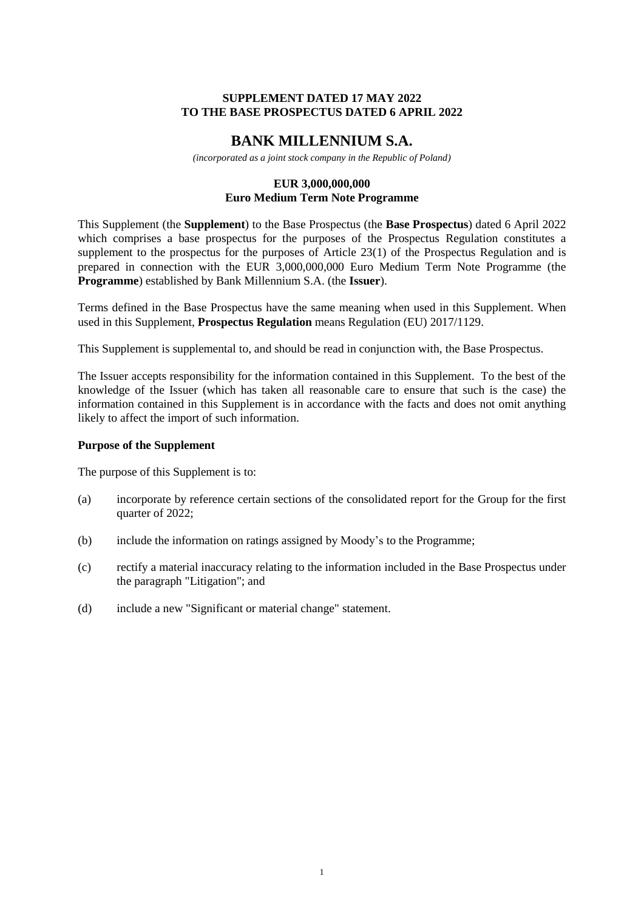**SUPPLEMENT DATED 17 MAY 2022**
**TO THE BASE PROSPECTUS DATED 6 APRIL 2022**

# BANK MILLENNIUM S.A.

*(incorporated as a joint stock company in the Republic of Poland)*

**EUR 3,000,000,000**
**Euro Medium Term Note Programme**

This Supplement (the **Supplement**) to the Base Prospectus (the **Base Prospectus**) dated 6 April 2022 which comprises a base prospectus for the purposes of the Prospectus Regulation constitutes a supplement to the prospectus for the purposes of Article 23(1) of the Prospectus Regulation and is prepared in connection with the EUR 3,000,000,000 Euro Medium Term Note Programme (the **Programme**) established by Bank Millennium S.A. (the **Issuer**).

Terms defined in the Base Prospectus have the same meaning when used in this Supplement. When used in this Supplement, **Prospectus Regulation** means Regulation (EU) 2017/1129.

This Supplement is supplemental to, and should be read in conjunction with, the Base Prospectus.

The Issuer accepts responsibility for the information contained in this Supplement. To the best of the knowledge of the Issuer (which has taken all reasonable care to ensure that such is the case) the information contained in this Supplement is in accordance with the facts and does not omit anything likely to affect the import of such information.

**Purpose of the Supplement**

The purpose of this Supplement is to:

(a) incorporate by reference certain sections of the consolidated report for the Group for the first quarter of 2022;

(b) include the information on ratings assigned by Moody's to the Programme;

(c) rectify a material inaccuracy relating to the information included in the Base Prospectus under the paragraph "Litigation"; and

(d) include a new "Significant or material change" statement.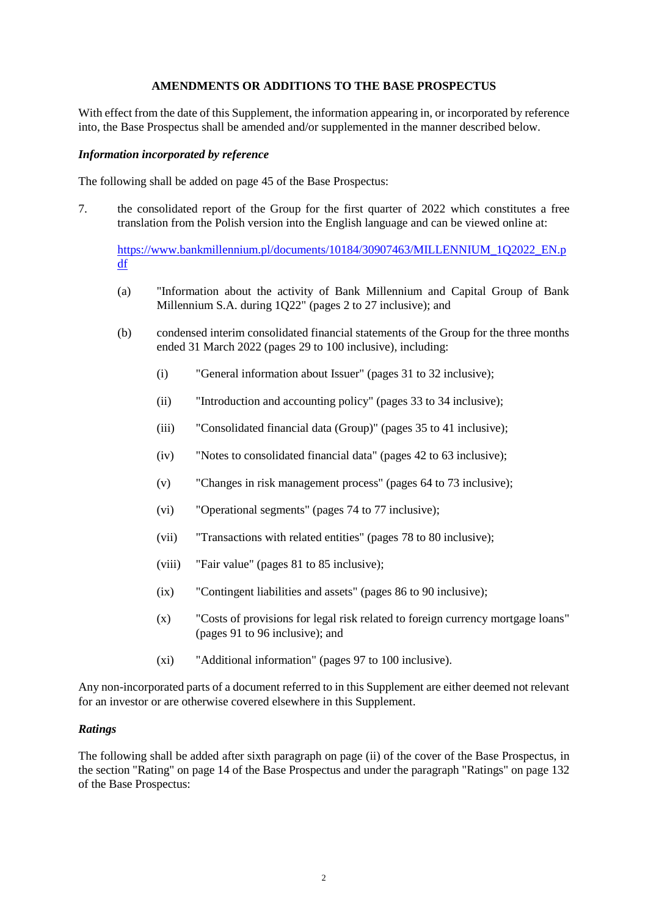## AMENDMENTS OR ADDITIONS TO THE BASE PROSPECTUS

With effect from the date of this Supplement, the information appearing in, or incorporated by reference into, the Base Prospectus shall be amended and/or supplemented in the manner described below.

### *Information incorporated by reference*

The following shall be added on page 45 of the Base Prospectus:

7. the consolidated report of the Group for the first quarter of 2022 which constitutes a free translation from the Polish version into the English language and can be viewed online at:

   https://www.bankmillennium.pl/documents/10184/30907463/MILLENNIUM_1Q2022_EN.pdf

   (a) "Information about the activity of Bank Millennium and Capital Group of Bank Millennium S.A. during 1Q22" (pages 2 to 27 inclusive); and

   (b) condensed interim consolidated financial statements of the Group for the three months ended 31 March 2022 (pages 29 to 100 inclusive), including:

      (i) "General information about Issuer" (pages 31 to 32 inclusive);

      (ii) "Introduction and accounting policy" (pages 33 to 34 inclusive);

      (iii) "Consolidated financial data (Group)" (pages 35 to 41 inclusive);

      (iv) "Notes to consolidated financial data" (pages 42 to 63 inclusive);

      (v) "Changes in risk management process" (pages 64 to 73 inclusive);

      (vi) "Operational segments" (pages 74 to 77 inclusive);

      (vii) "Transactions with related entities" (pages 78 to 80 inclusive);

      (viii) "Fair value" (pages 81 to 85 inclusive);

      (ix) "Contingent liabilities and assets" (pages 86 to 90 inclusive);

      (x) "Costs of provisions for legal risk related to foreign currency mortgage loans" (pages 91 to 96 inclusive); and

      (xi) "Additional information" (pages 97 to 100 inclusive).

Any non-incorporated parts of a document referred to in this Supplement are either deemed not relevant for an investor or are otherwise covered elsewhere in this Supplement.

### *Ratings*

The following shall be added after sixth paragraph on page (ii) of the cover of the Base Prospectus, in the section "Rating" on page 14 of the Base Prospectus and under the paragraph "Ratings" on page 132 of the Base Prospectus: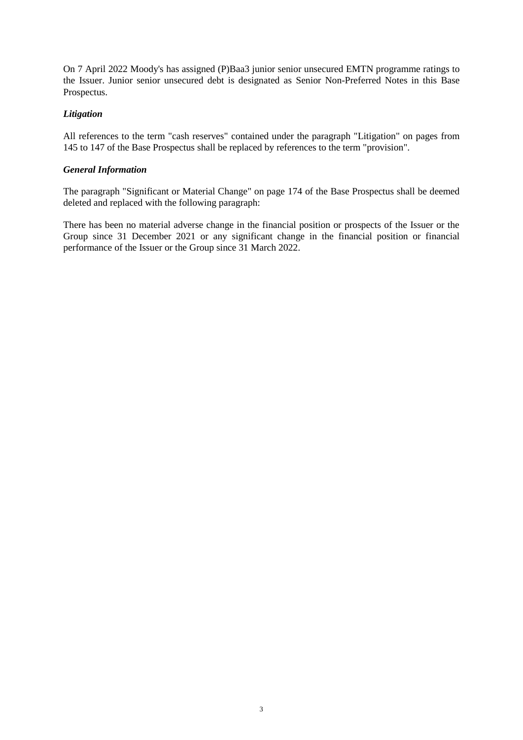On 7 April 2022 Moody's has assigned (P)Baa3 junior senior unsecured EMTN programme ratings to the Issuer. Junior senior unsecured debt is designated as Senior Non-Preferred Notes in this Base Prospectus.

### *Litigation*

All references to the term "cash reserves" contained under the paragraph "Litigation" on pages from 145 to 147 of the Base Prospectus shall be replaced by references to the term "provision".

### *General Information*

The paragraph "Significant or Material Change" on page 174 of the Base Prospectus shall be deemed deleted and replaced with the following paragraph:

There has been no material adverse change in the financial position or prospects of the Issuer or the Group since 31 December 2021 or any significant change in the financial position or financial performance of the Issuer or the Group since 31 March 2022.